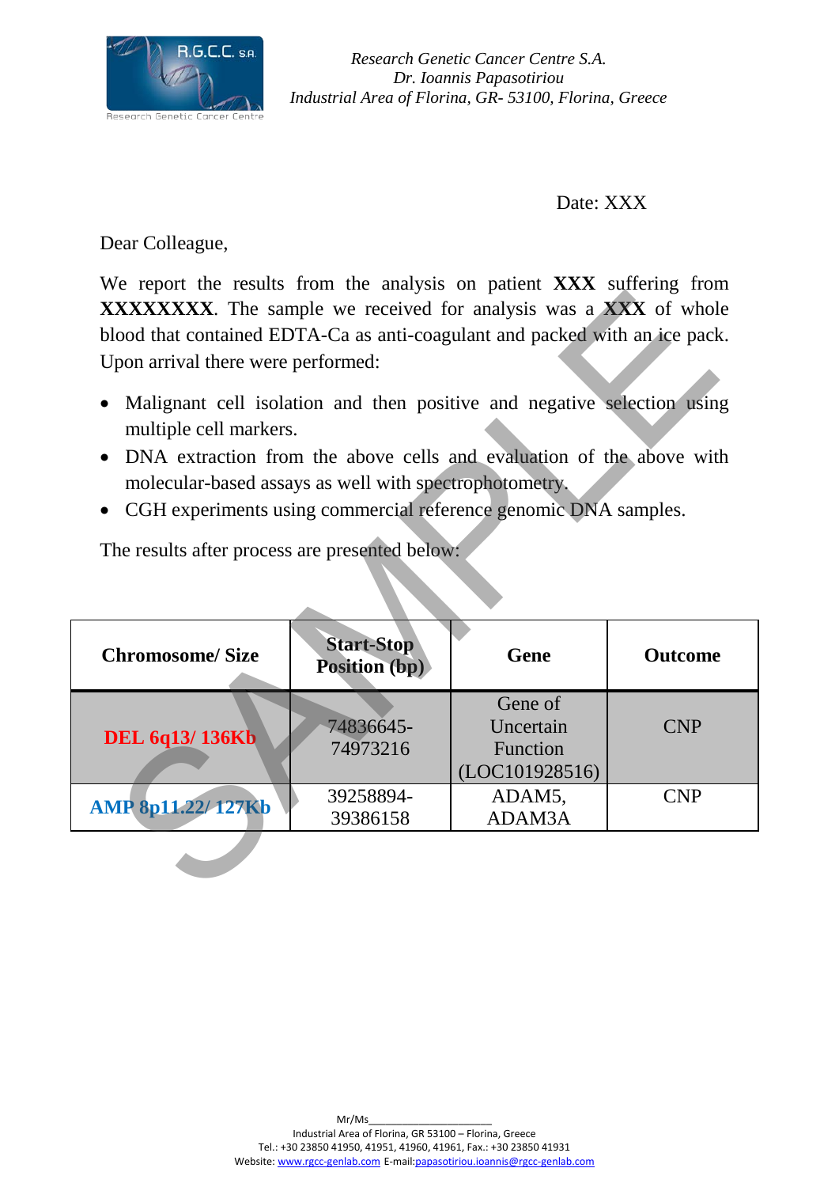*Research Genetic Cancer Centre S.A.*
*Dr. Ioannis Papasotiriou*
*Industrial Area of Florina, GR- 53100, Florina, Greece*

Date: XXX

Dear Colleague,

We report the results from the analysis on patient **XXX** suffering from **XXXXXXXX**. The sample we received for analysis was a **XXX** of whole blood that contained EDTA-Ca as anti-coagulant and packed with an ice pack. Upon arrival there were performed:

- Malignant cell isolation and then positive and negative selection using multiple cell markers.
- DNA extraction from the above cells and evaluation of the above with molecular-based assays as well with spectrophotometry.
- CGH experiments using commercial reference genomic DNA samples.

The results after process are presented below:

| Chromosome/ Size | Start-Stop Position (bp) | Gene | Outcome |
|---|---|---|---|
| **DEL 6q13/ 136Kb** | 74836645-74973216 | Gene of Uncertain Function (LOC101928516) | CNP |
| **AMP 8p11.22/ 127Kb** | 39258894-39386158 | ADAM5, ADAM3A | CNP |

Mr/Ms_____________________
Industrial Area of Florina, GR 53100 – Florina, Greece
Tel.: +30 23850 41950, 41951, 41960, 41961, Fax.: +30 23850 41931
Website: www.rgcc-genlab.com E-mail:papasotiriou.ioannis@rgcc-genlab.com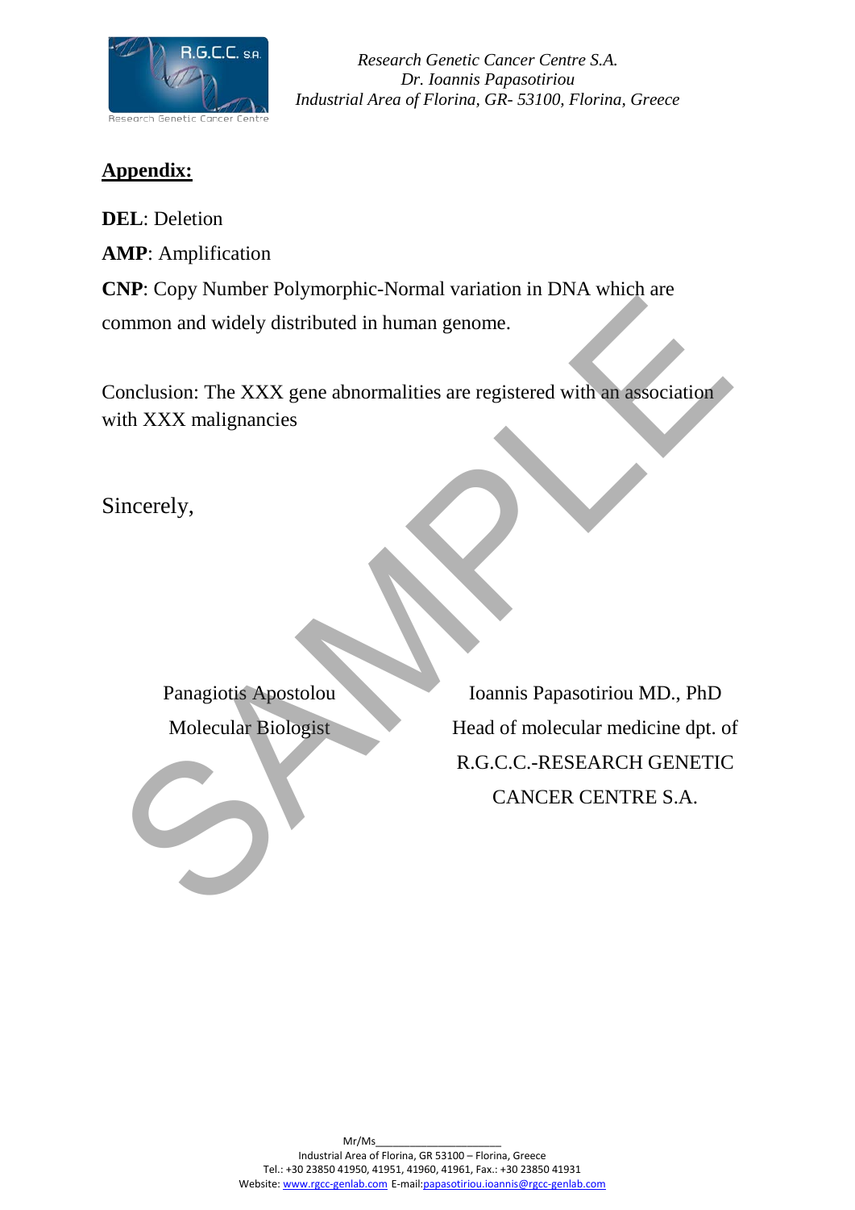## Appendix:

**DEL**: Deletion

**AMP**: Amplification

**CNP**: Copy Number Polymorphic-Normal variation in DNA which are common and widely distributed in human genome.

Conclusion: The XXX gene abnormalities are registered with an association with XXX malignancies

Sincerely,

Panagiotis Apostolou
Molecular Biologist

Ioannis Papasotiriou MD., PhD
Head of molecular medicine dpt. of
R.G.C.C.-RESEARCH GENETIC
CANCER CENTRE S.A.

Mr/Ms____________________